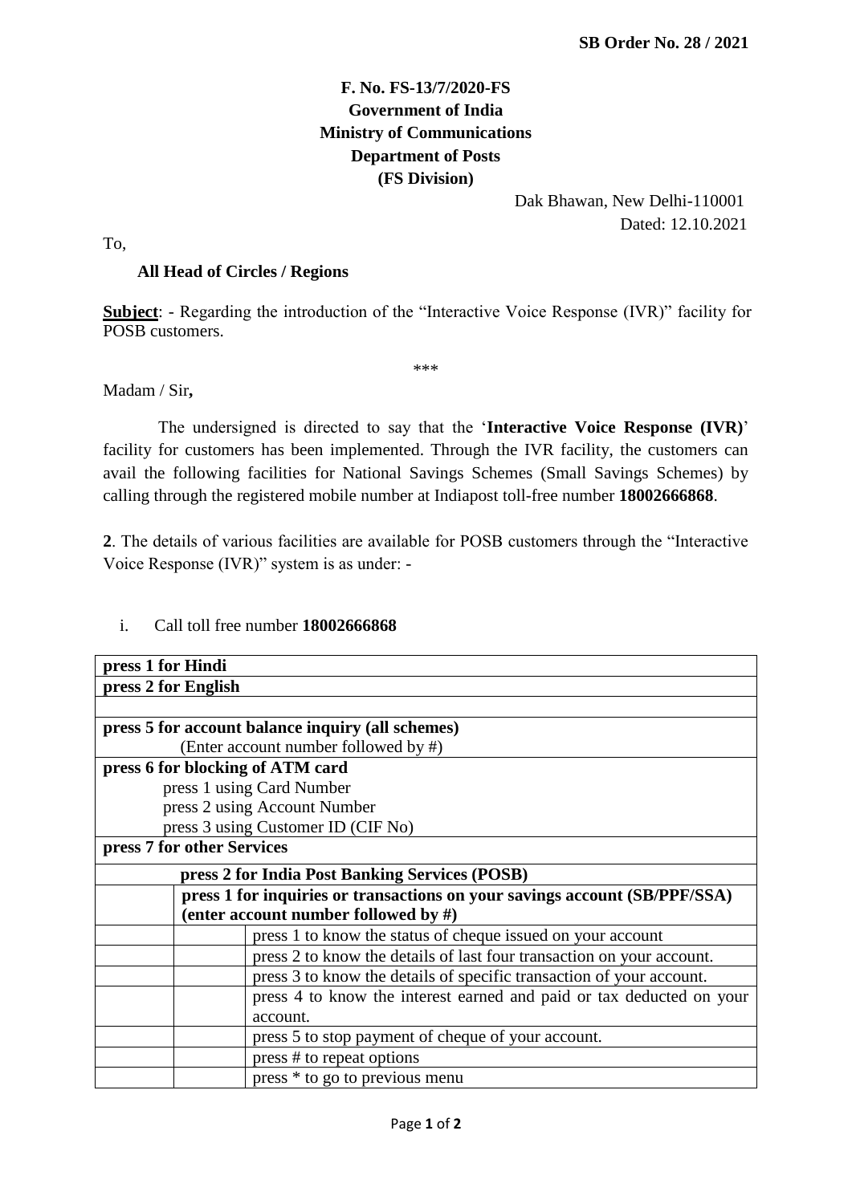**SB Order No. 28 / 2021**

**F. No. FS-13/7/2020-FS**
**Government of India**
**Ministry of Communications**
**Department of Posts**
**(FS Division)**

Dak Bhawan, New Delhi-110001
Dated: 12.10.2021

To,

**All Head of Circles / Regions**

**Subject**: - Regarding the introduction of the "Interactive Voice Response (IVR)" facility for POSB customers.

\*\*\*

Madam / Sir**,**

The undersigned is directed to say that the '**Interactive Voice Response (IVR)**' facility for customers has been implemented. Through the IVR facility, the customers can avail the following facilities for National Savings Schemes (Small Savings Schemes) by calling through the registered mobile number at Indiapost toll-free number **18002666868**.

**2**. The details of various facilities are available for POSB customers through the "Interactive Voice Response (IVR)" system is as under: -

i. Call toll free number **18002666868**

| | | |
|---|---|---|
| **press 1 for Hindi** | | |
| **press 2 for English** | | |
| | | |
| **press 5 for account balance inquiry (all schemes)**<br>(Enter account number followed by #) | | |
| **press 6 for blocking of ATM card**<br>press 1 using Card Number<br>press 2 using Account Number<br>press 3 using Customer ID (CIF No) | | |
| **press 7 for other Services** | | |
| | **press 2 for India Post Banking Services (POSB)** | |
| | **press 1 for inquiries or transactions on your savings account (SB/PPF/SSA) (enter account number followed by #)** | |
| | | press 1 to know the status of cheque issued on your account |
| | | press 2 to know the details of last four transaction on your account. |
| | | press 3 to know the details of specific transaction of your account. |
| | | press 4 to know the interest earned and paid or tax deducted on your account. |
| | | press 5 to stop payment of cheque of your account. |
| | | press # to repeat options |
| | | press * to go to previous menu |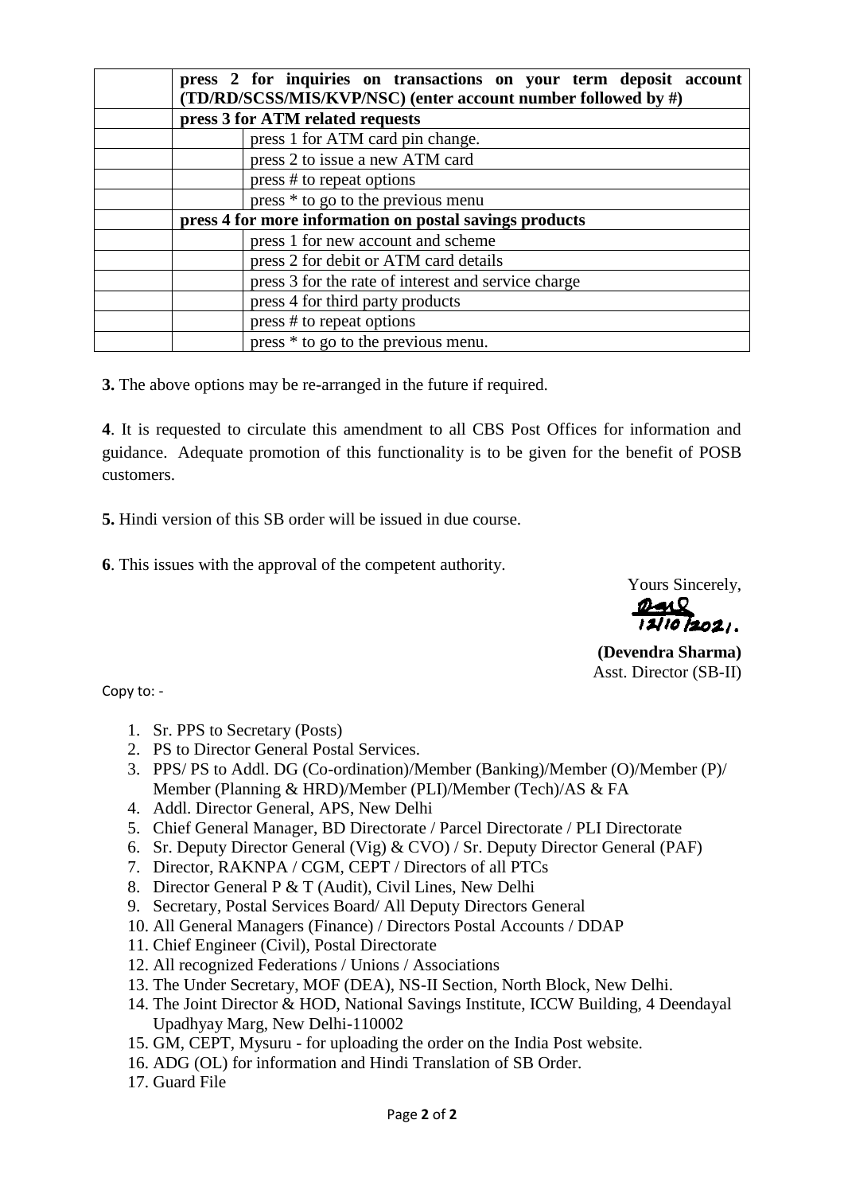| | | |
|---|---|---|
| | **press 2 for inquiries on transactions on your term deposit account (TD/RD/SCSS/MIS/KVP/NSC) (enter account number followed by #)** | |
| | **press 3 for ATM related requests** | |
| | | press 1 for ATM card pin change. |
| | | press 2 to issue a new ATM card |
| | | press # to repeat options |
| | | press * to go to the previous menu |
| | **press 4 for more information on postal savings products** | |
| | | press 1 for new account and scheme |
| | | press 2 for debit or ATM card details |
| | | press 3 for the rate of interest and service charge |
| | | press 4 for third party products |
| | | press # to repeat options |
| | | press * to go to the previous menu. |

**3.** The above options may be re-arranged in the future if required.

**4**. It is requested to circulate this amendment to all CBS Post Offices for information and guidance. Adequate promotion of this functionality is to be given for the benefit of POSB customers.

**5.** Hindi version of this SB order will be issued in due course.

**6**. This issues with the approval of the competent authority.

Yours Sincerely,

12/10/2021.

**(Devendra Sharma)**
Asst. Director (SB-II)

Copy to: -

1. Sr. PPS to Secretary (Posts)
2. PS to Director General Postal Services.
3. PPS/ PS to Addl. DG (Co-ordination)/Member (Banking)/Member (O)/Member (P)/ Member (Planning & HRD)/Member (PLI)/Member (Tech)/AS & FA
4. Addl. Director General, APS, New Delhi
5. Chief General Manager, BD Directorate / Parcel Directorate / PLI Directorate
6. Sr. Deputy Director General (Vig) & CVO) / Sr. Deputy Director General (PAF)
7. Director, RAKNPA / CGM, CEPT / Directors of all PTCs
8. Director General P & T (Audit), Civil Lines, New Delhi
9. Secretary, Postal Services Board/ All Deputy Directors General
10. All General Managers (Finance) / Directors Postal Accounts / DDAP
11. Chief Engineer (Civil), Postal Directorate
12. All recognized Federations / Unions / Associations
13. The Under Secretary, MOF (DEA), NS-II Section, North Block, New Delhi.
14. The Joint Director & HOD, National Savings Institute, ICCW Building, 4 Deendayal Upadhyay Marg, New Delhi-110002
15. GM, CEPT, Mysuru - for uploading the order on the India Post website.
16. ADG (OL) for information and Hindi Translation of SB Order.
17. Guard File